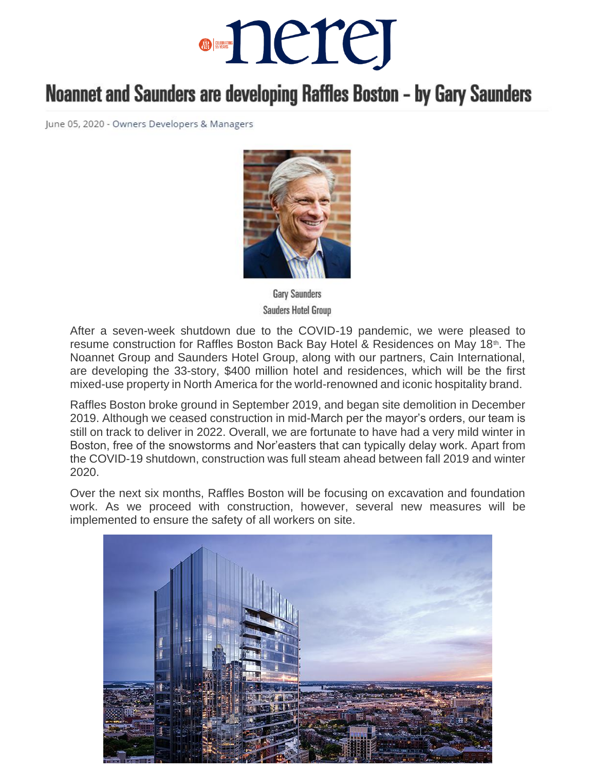# Noannet and Saunders are developing Raffles Boston – by Gary Saunders

June 05, 2020 - Owners Developers & Managers

Gary Saunders
Sauders Hotel Group

After a seven-week shutdown due to the COVID-19 pandemic, we were pleased to resume construction for Raffles Boston Back Bay Hotel & Residences on May 18th. The Noannet Group and Saunders Hotel Group, along with our partners, Cain International, are developing the 33-story, $400 million hotel and residences, which will be the first mixed-use property in North America for the world-renowned and iconic hospitality brand.

Raffles Boston broke ground in September 2019, and began site demolition in December 2019. Although we ceased construction in mid-March per the mayor's orders, our team is still on track to deliver in 2022. Overall, we are fortunate to have had a very mild winter in Boston, free of the snowstorms and Nor'easters that can typically delay work. Apart from the COVID-19 shutdown, construction was full steam ahead between fall 2019 and winter 2020.

Over the next six months, Raffles Boston will be focusing on excavation and foundation work. As we proceed with construction, however, several new measures will be implemented to ensure the safety of all workers on site.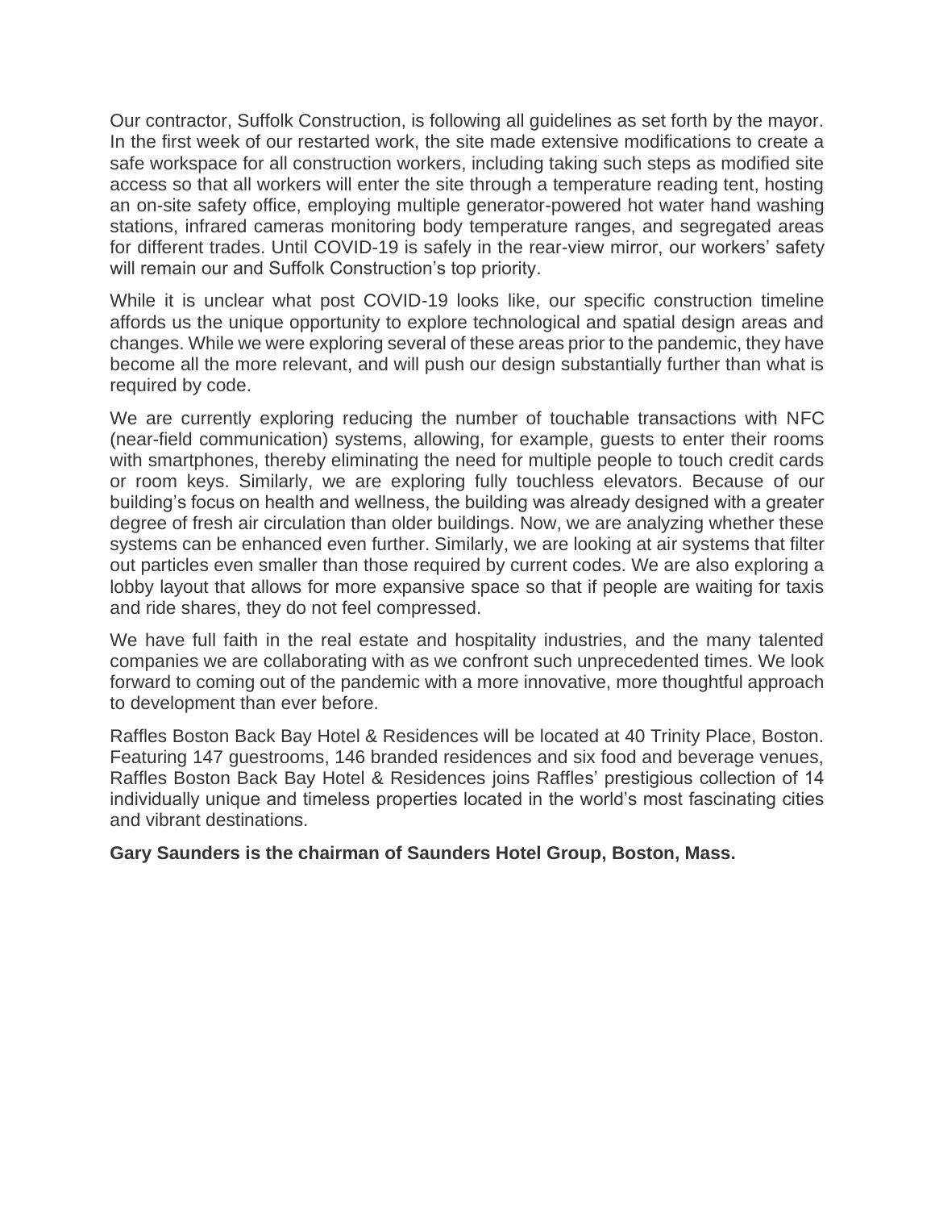Our contractor, Suffolk Construction, is following all guidelines as set forth by the mayor. In the first week of our restarted work, the site made extensive modifications to create a safe workspace for all construction workers, including taking such steps as modified site access so that all workers will enter the site through a temperature reading tent, hosting an on-site safety office, employing multiple generator-powered hot water hand washing stations, infrared cameras monitoring body temperature ranges, and segregated areas for different trades. Until COVID-19 is safely in the rear-view mirror, our workers' safety will remain our and Suffolk Construction's top priority.

While it is unclear what post COVID-19 looks like, our specific construction timeline affords us the unique opportunity to explore technological and spatial design areas and changes. While we were exploring several of these areas prior to the pandemic, they have become all the more relevant, and will push our design substantially further than what is required by code.

We are currently exploring reducing the number of touchable transactions with NFC (near-field communication) systems, allowing, for example, guests to enter their rooms with smartphones, thereby eliminating the need for multiple people to touch credit cards or room keys. Similarly, we are exploring fully touchless elevators. Because of our building's focus on health and wellness, the building was already designed with a greater degree of fresh air circulation than older buildings. Now, we are analyzing whether these systems can be enhanced even further. Similarly, we are looking at air systems that filter out particles even smaller than those required by current codes. We are also exploring a lobby layout that allows for more expansive space so that if people are waiting for taxis and ride shares, they do not feel compressed.

We have full faith in the real estate and hospitality industries, and the many talented companies we are collaborating with as we confront such unprecedented times. We look forward to coming out of the pandemic with a more innovative, more thoughtful approach to development than ever before.

Raffles Boston Back Bay Hotel & Residences will be located at 40 Trinity Place, Boston. Featuring 147 guestrooms, 146 branded residences and six food and beverage venues, Raffles Boston Back Bay Hotel & Residences joins Raffles' prestigious collection of 14 individually unique and timeless properties located in the world's most fascinating cities and vibrant destinations.

**Gary Saunders is the chairman of Saunders Hotel Group, Boston, Mass.**